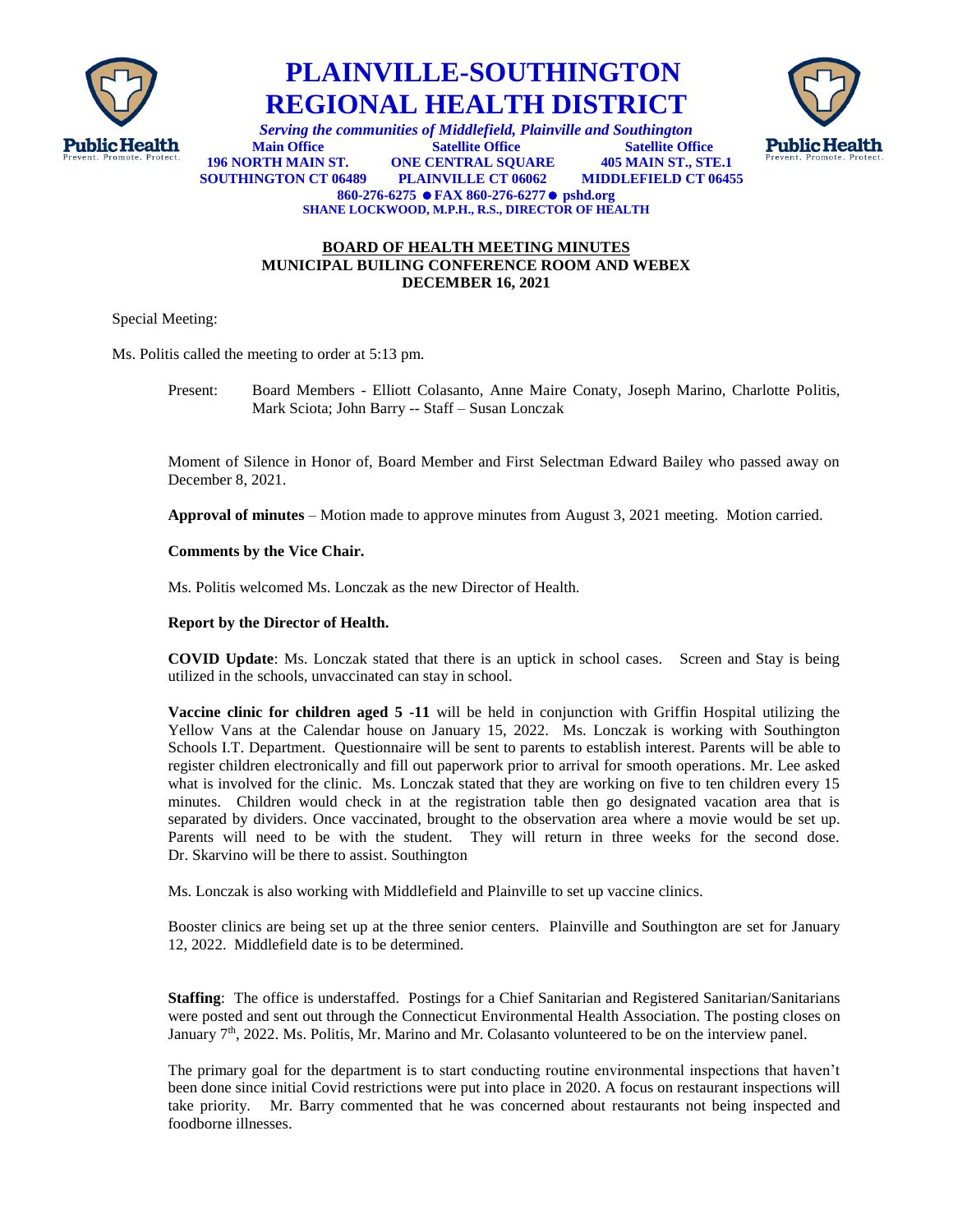# PLAINVILLE-SOUTHINGTON REGIONAL HEALTH DISTRICT

*Serving the communities of Middlefield, Plainville and Southington*

**Main Office** — 196 NORTH MAIN ST., SOUTHINGTON CT 06489
**Satellite Office** — ONE CENTRAL SQUARE, PLAINVILLE CT 06062
**Satellite Office** — 405 MAIN ST., STE.1, MIDDLEFIELD CT 06455

**860-276-6275 ● FAX 860-276-6277 ● pshd.org**

**SHANE LOCKWOOD, M.P.H., R.S., DIRECTOR OF HEALTH**

## BOARD OF HEALTH MEETING MINUTES
### MUNICIPAL BUILING CONFERENCE ROOM AND WEBEX
### DECEMBER 16, 2021

Special Meeting:

Ms. Politis called the meeting to order at 5:13 pm.

Present: Board Members - Elliott Colasanto, Anne Maire Conaty, Joseph Marino, Charlotte Politis, Mark Sciota; John Barry -- Staff – Susan Lonczak

Moment of Silence in Honor of, Board Member and First Selectman Edward Bailey who passed away on December 8, 2021.

**Approval of minutes** – Motion made to approve minutes from August 3, 2021 meeting. Motion carried.

**Comments by the Vice Chair.**

Ms. Politis welcomed Ms. Lonczak as the new Director of Health.

**Report by the Director of Health.**

**COVID Update**: Ms. Lonczak stated that there is an uptick in school cases. Screen and Stay is being utilized in the schools, unvaccinated can stay in school.

**Vaccine clinic for children aged 5 -11** will be held in conjunction with Griffin Hospital utilizing the Yellow Vans at the Calendar house on January 15, 2022. Ms. Lonczak is working with Southington Schools I.T. Department. Questionnaire will be sent to parents to establish interest. Parents will be able to register children electronically and fill out paperwork prior to arrival for smooth operations. Mr. Lee asked what is involved for the clinic. Ms. Lonczak stated that they are working on five to ten children every 15 minutes. Children would check in at the registration table then go designated vacation area that is separated by dividers. Once vaccinated, brought to the observation area where a movie would be set up. Parents will need to be with the student. They will return in three weeks for the second dose. Dr. Skarvino will be there to assist. Southington

Ms. Lonczak is also working with Middlefield and Plainville to set up vaccine clinics.

Booster clinics are being set up at the three senior centers. Plainville and Southington are set for January 12, 2022. Middlefield date is to be determined.

**Staffing**: The office is understaffed. Postings for a Chief Sanitarian and Registered Sanitarian/Sanitarians were posted and sent out through the Connecticut Environmental Health Association. The posting closes on January 7th, 2022. Ms. Politis, Mr. Marino and Mr. Colasanto volunteered to be on the interview panel.

The primary goal for the department is to start conducting routine environmental inspections that haven't been done since initial Covid restrictions were put into place in 2020. A focus on restaurant inspections will take priority. Mr. Barry commented that he was concerned about restaurants not being inspected and foodborne illnesses.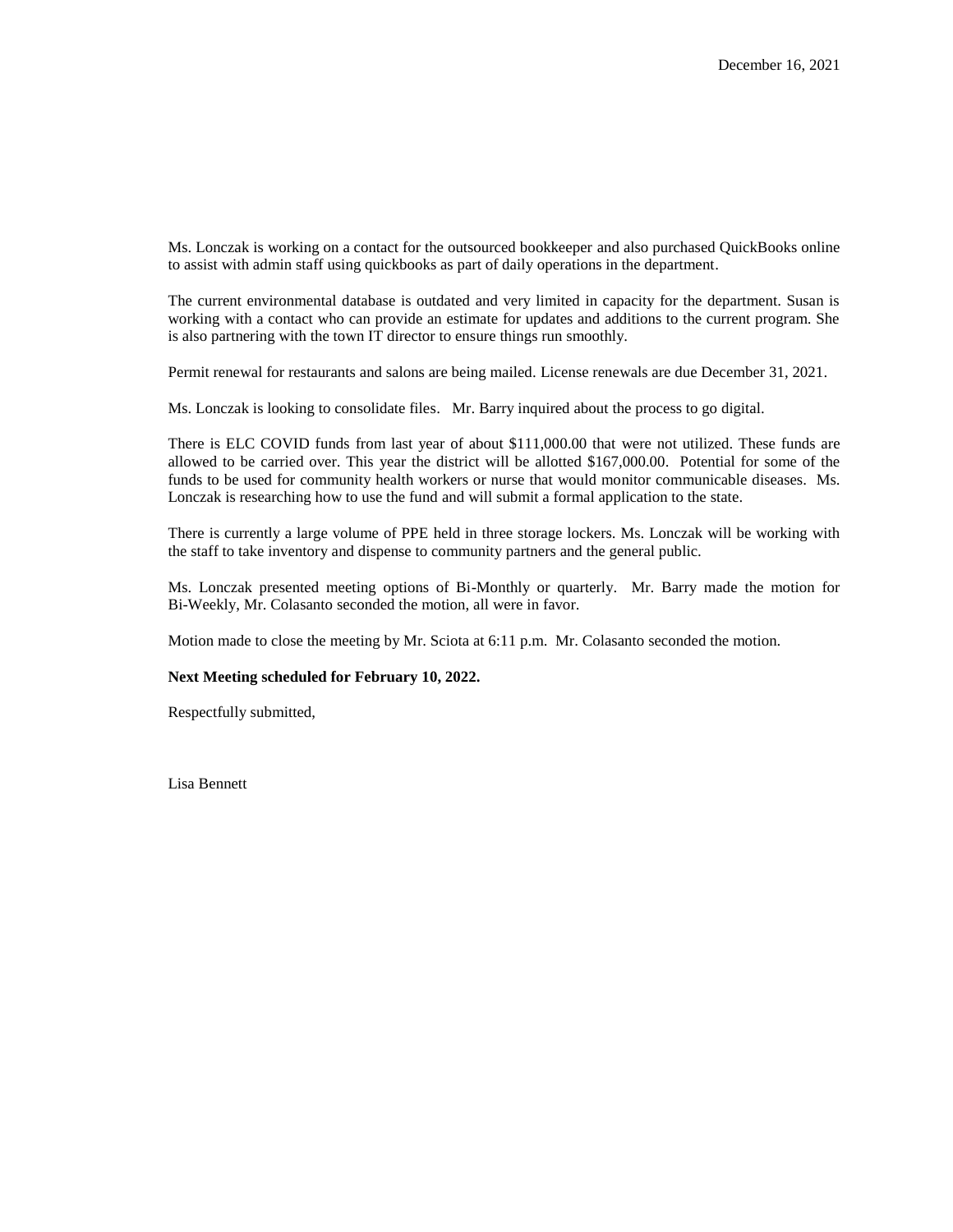December 16, 2021

Ms. Lonczak is working on a contact for the outsourced bookkeeper and also purchased QuickBooks online to assist with admin staff using quickbooks as part of daily operations in the department.

The current environmental database is outdated and very limited in capacity for the department. Susan is working with a contact who can provide an estimate for updates and additions to the current program. She is also partnering with the town IT director to ensure things run smoothly.

Permit renewal for restaurants and salons are being mailed. License renewals are due December 31, 2021.

Ms. Lonczak is looking to consolidate files. Mr. Barry inquired about the process to go digital.

There is ELC COVID funds from last year of about $111,000.00 that were not utilized. These funds are allowed to be carried over. This year the district will be allotted $167,000.00. Potential for some of the funds to be used for community health workers or nurse that would monitor communicable diseases. Ms. Lonczak is researching how to use the fund and will submit a formal application to the state.

There is currently a large volume of PPE held in three storage lockers. Ms. Lonczak will be working with the staff to take inventory and dispense to community partners and the general public.

Ms. Lonczak presented meeting options of Bi-Monthly or quarterly. Mr. Barry made the motion for Bi-Weekly, Mr. Colasanto seconded the motion, all were in favor.

Motion made to close the meeting by Mr. Sciota at 6:11 p.m. Mr. Colasanto seconded the motion.

**Next Meeting scheduled for February 10, 2022.**

Respectfully submitted,

Lisa Bennett